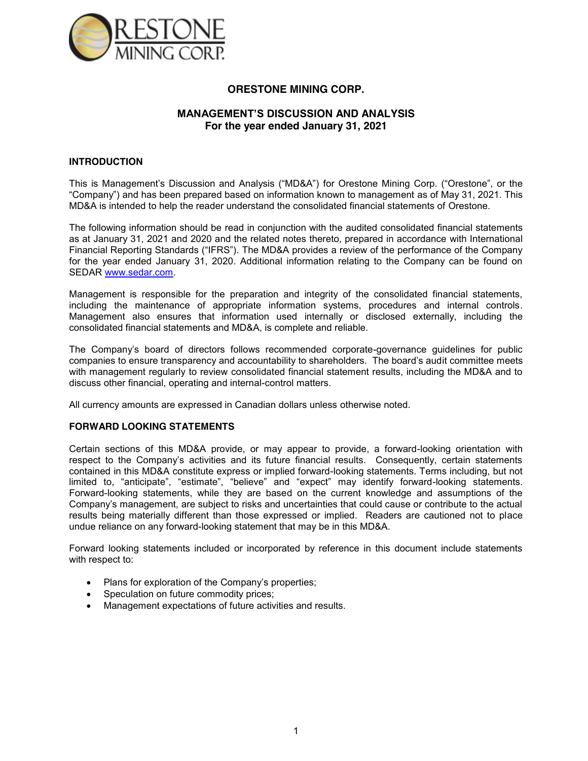# ORESTONE MINING CORP.

## MANAGEMENT'S DISCUSSION AND ANALYSIS
## For the year ended January 31, 2021

### INTRODUCTION

This is Management's Discussion and Analysis ("MD&A") for Orestone Mining Corp. ("Orestone", or the "Company") and has been prepared based on information known to management as of May 31, 2021. This MD&A is intended to help the reader understand the consolidated financial statements of Orestone.

The following information should be read in conjunction with the audited consolidated financial statements as at January 31, 2021 and 2020 and the related notes thereto, prepared in accordance with International Financial Reporting Standards ("IFRS"). The MD&A provides a review of the performance of the Company for the year ended January 31, 2020. Additional information relating to the Company can be found on SEDAR www.sedar.com.

Management is responsible for the preparation and integrity of the consolidated financial statements, including the maintenance of appropriate information systems, procedures and internal controls. Management also ensures that information used internally or disclosed externally, including the consolidated financial statements and MD&A, is complete and reliable.

The Company's board of directors follows recommended corporate-governance guidelines for public companies to ensure transparency and accountability to shareholders. The board's audit committee meets with management regularly to review consolidated financial statement results, including the MD&A and to discuss other financial, operating and internal-control matters.

All currency amounts are expressed in Canadian dollars unless otherwise noted.

### FORWARD LOOKING STATEMENTS

Certain sections of this MD&A provide, or may appear to provide, a forward-looking orientation with respect to the Company's activities and its future financial results. Consequently, certain statements contained in this MD&A constitute express or implied forward-looking statements. Terms including, but not limited to, "anticipate", "estimate", "believe" and "expect" may identify forward-looking statements. Forward-looking statements, while they are based on the current knowledge and assumptions of the Company's management, are subject to risks and uncertainties that could cause or contribute to the actual results being materially different than those expressed or implied. Readers are cautioned not to place undue reliance on any forward-looking statement that may be in this MD&A.

Forward looking statements included or incorporated by reference in this document include statements with respect to:

- Plans for exploration of the Company's properties;
- Speculation on future commodity prices;
- Management expectations of future activities and results.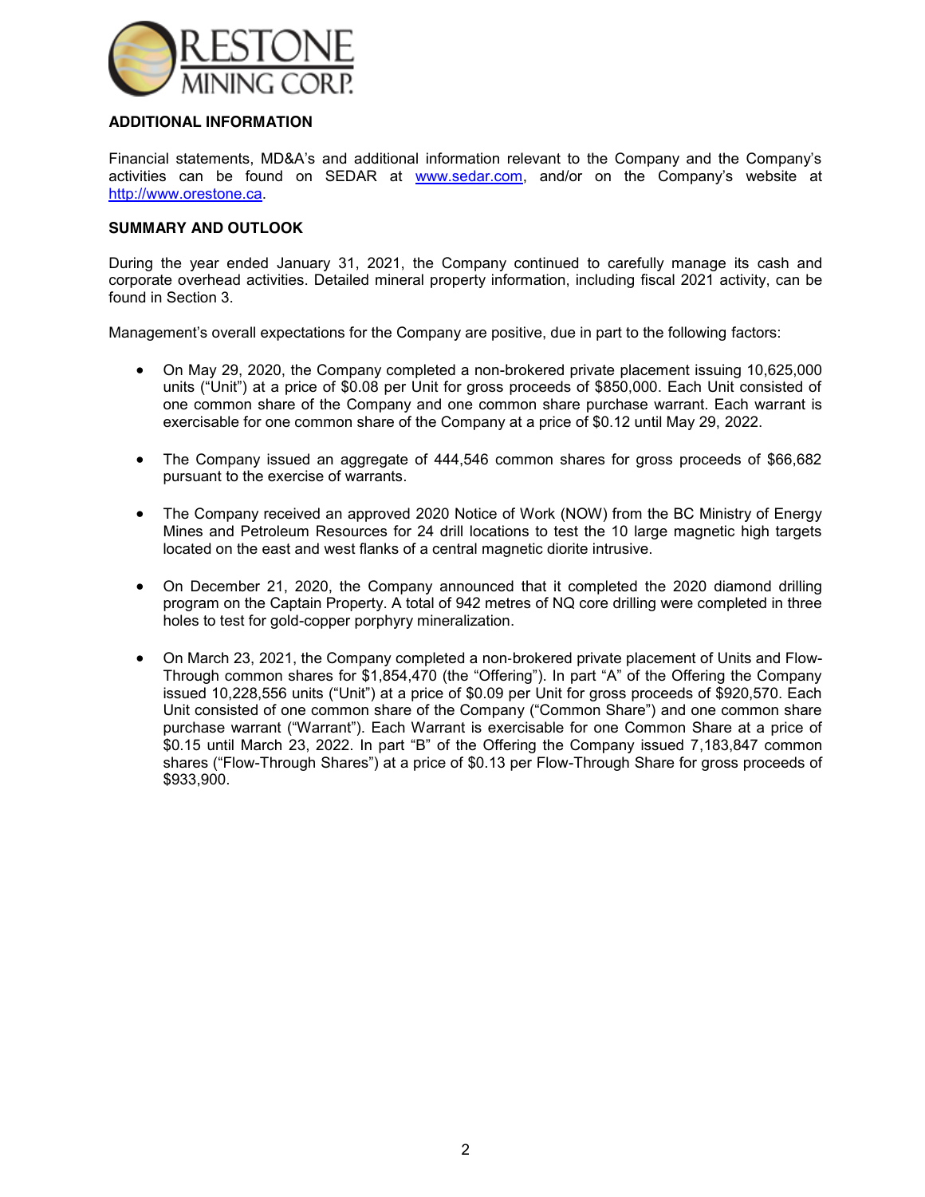## ADDITIONAL INFORMATION

Financial statements, MD&A's and additional information relevant to the Company and the Company's activities can be found on SEDAR at www.sedar.com, and/or on the Company's website at http://www.orestone.ca.

## SUMMARY AND OUTLOOK

During the year ended January 31, 2021, the Company continued to carefully manage its cash and corporate overhead activities. Detailed mineral property information, including fiscal 2021 activity, can be found in Section 3.

Management's overall expectations for the Company are positive, due in part to the following factors:

- On May 29, 2020, the Company completed a non-brokered private placement issuing 10,625,000 units ("Unit") at a price of $0.08 per Unit for gross proceeds of $850,000. Each Unit consisted of one common share of the Company and one common share purchase warrant. Each warrant is exercisable for one common share of the Company at a price of $0.12 until May 29, 2022.

- The Company issued an aggregate of 444,546 common shares for gross proceeds of $66,682 pursuant to the exercise of warrants.

- The Company received an approved 2020 Notice of Work (NOW) from the BC Ministry of Energy Mines and Petroleum Resources for 24 drill locations to test the 10 large magnetic high targets located on the east and west flanks of a central magnetic diorite intrusive.

- On December 21, 2020, the Company announced that it completed the 2020 diamond drilling program on the Captain Property. A total of 942 metres of NQ core drilling were completed in three holes to test for gold-copper porphyry mineralization.

- On March 23, 2021, the Company completed a non-brokered private placement of Units and Flow-Through common shares for $1,854,470 (the "Offering"). In part "A" of the Offering the Company issued 10,228,556 units ("Unit") at a price of $0.09 per Unit for gross proceeds of $920,570. Each Unit consisted of one common share of the Company ("Common Share") and one common share purchase warrant ("Warrant"). Each Warrant is exercisable for one Common Share at a price of $0.15 until March 23, 2022. In part "B" of the Offering the Company issued 7,183,847 common shares ("Flow-Through Shares") at a price of $0.13 per Flow-Through Share for gross proceeds of $933,900.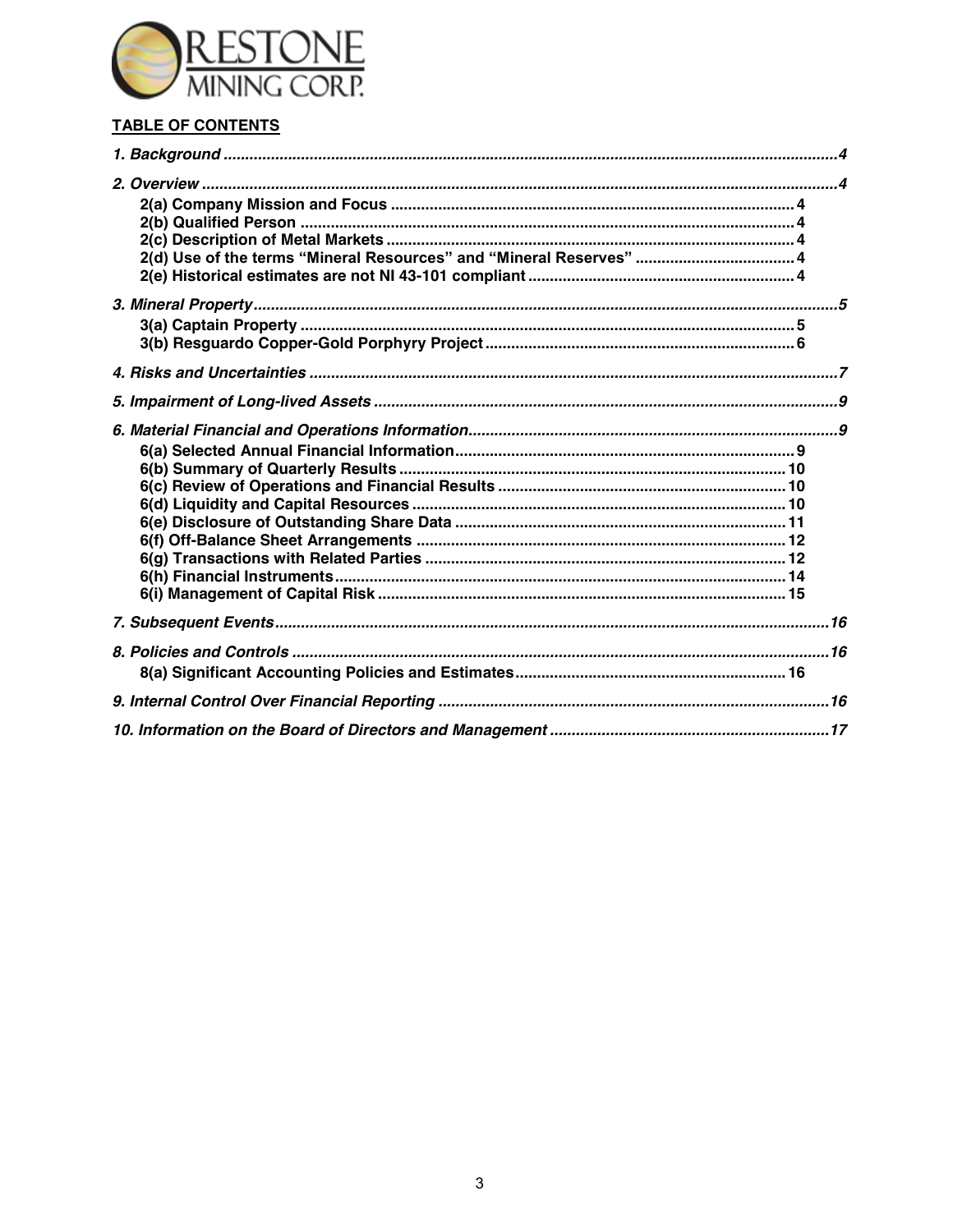## TABLE OF CONTENTS

*1. Background* ............ *4*

*2. Overview* ............ *4*

- **2(a) Company Mission and Focus** ............ 4
- **2(b) Qualified Person** ............ 4
- **2(c) Description of Metal Markets** ............ 4
- **2(d) Use of the terms "Mineral Resources" and "Mineral Reserves"** ............ 4
- **2(e) Historical estimates are not NI 43-101 compliant** ............ 4

*3. Mineral Property* ............ *5*

- **3(a) Captain Property** ............ 5
- **3(b) Resguardo Copper-Gold Porphyry Project** ............ 6

*4. Risks and Uncertainties* ............ *7*

*5. Impairment of Long-lived Assets* ............ *9*

*6. Material Financial and Operations Information* ............ *9*

- **6(a) Selected Annual Financial Information** ............ 9
- **6(b) Summary of Quarterly Results** ............ 10
- **6(c) Review of Operations and Financial Results** ............ 10
- **6(d) Liquidity and Capital Resources** ............ 10
- **6(e) Disclosure of Outstanding Share Data** ............ 11
- **6(f) Off-Balance Sheet Arrangements** ............ 12
- **6(g) Transactions with Related Parties** ............ 12
- **6(h) Financial Instruments** ............ 14
- **6(i) Management of Capital Risk** ............ 15

*7. Subsequent Events* ............ *16*

*8. Policies and Controls* ............ *16*

- **8(a) Significant Accounting Policies and Estimates** ............ 16

*9. Internal Control Over Financial Reporting* ............ *16*

*10. Information on the Board of Directors and Management* ............ *17*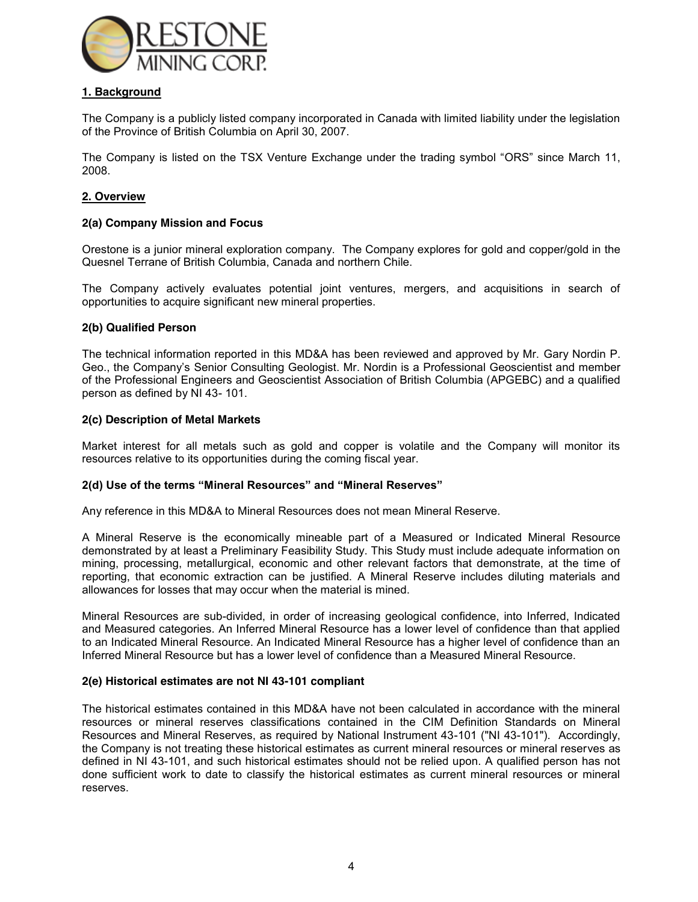## 1. Background

The Company is a publicly listed company incorporated in Canada with limited liability under the legislation of the Province of British Columbia on April 30, 2007.

The Company is listed on the TSX Venture Exchange under the trading symbol "ORS" since March 11, 2008.

## 2. Overview

### 2(a) Company Mission and Focus

Orestone is a junior mineral exploration company. The Company explores for gold and copper/gold in the Quesnel Terrane of British Columbia, Canada and northern Chile.

The Company actively evaluates potential joint ventures, mergers, and acquisitions in search of opportunities to acquire significant new mineral properties.

### 2(b) Qualified Person

The technical information reported in this MD&A has been reviewed and approved by Mr. Gary Nordin P. Geo., the Company's Senior Consulting Geologist. Mr. Nordin is a Professional Geoscientist and member of the Professional Engineers and Geoscientist Association of British Columbia (APGEBC) and a qualified person as defined by NI 43- 101.

### 2(c) Description of Metal Markets

Market interest for all metals such as gold and copper is volatile and the Company will monitor its resources relative to its opportunities during the coming fiscal year.

### 2(d) Use of the terms "Mineral Resources" and "Mineral Reserves"

Any reference in this MD&A to Mineral Resources does not mean Mineral Reserve.

A Mineral Reserve is the economically mineable part of a Measured or Indicated Mineral Resource demonstrated by at least a Preliminary Feasibility Study. This Study must include adequate information on mining, processing, metallurgical, economic and other relevant factors that demonstrate, at the time of reporting, that economic extraction can be justified. A Mineral Reserve includes diluting materials and allowances for losses that may occur when the material is mined.

Mineral Resources are sub-divided, in order of increasing geological confidence, into Inferred, Indicated and Measured categories. An Inferred Mineral Resource has a lower level of confidence than that applied to an Indicated Mineral Resource. An Indicated Mineral Resource has a higher level of confidence than an Inferred Mineral Resource but has a lower level of confidence than a Measured Mineral Resource.

### 2(e) Historical estimates are not NI 43-101 compliant

The historical estimates contained in this MD&A have not been calculated in accordance with the mineral resources or mineral reserves classifications contained in the CIM Definition Standards on Mineral Resources and Mineral Reserves, as required by National Instrument 43-101 ("NI 43-101"). Accordingly, the Company is not treating these historical estimates as current mineral resources or mineral reserves as defined in NI 43-101, and such historical estimates should not be relied upon. A qualified person has not done sufficient work to date to classify the historical estimates as current mineral resources or mineral reserves.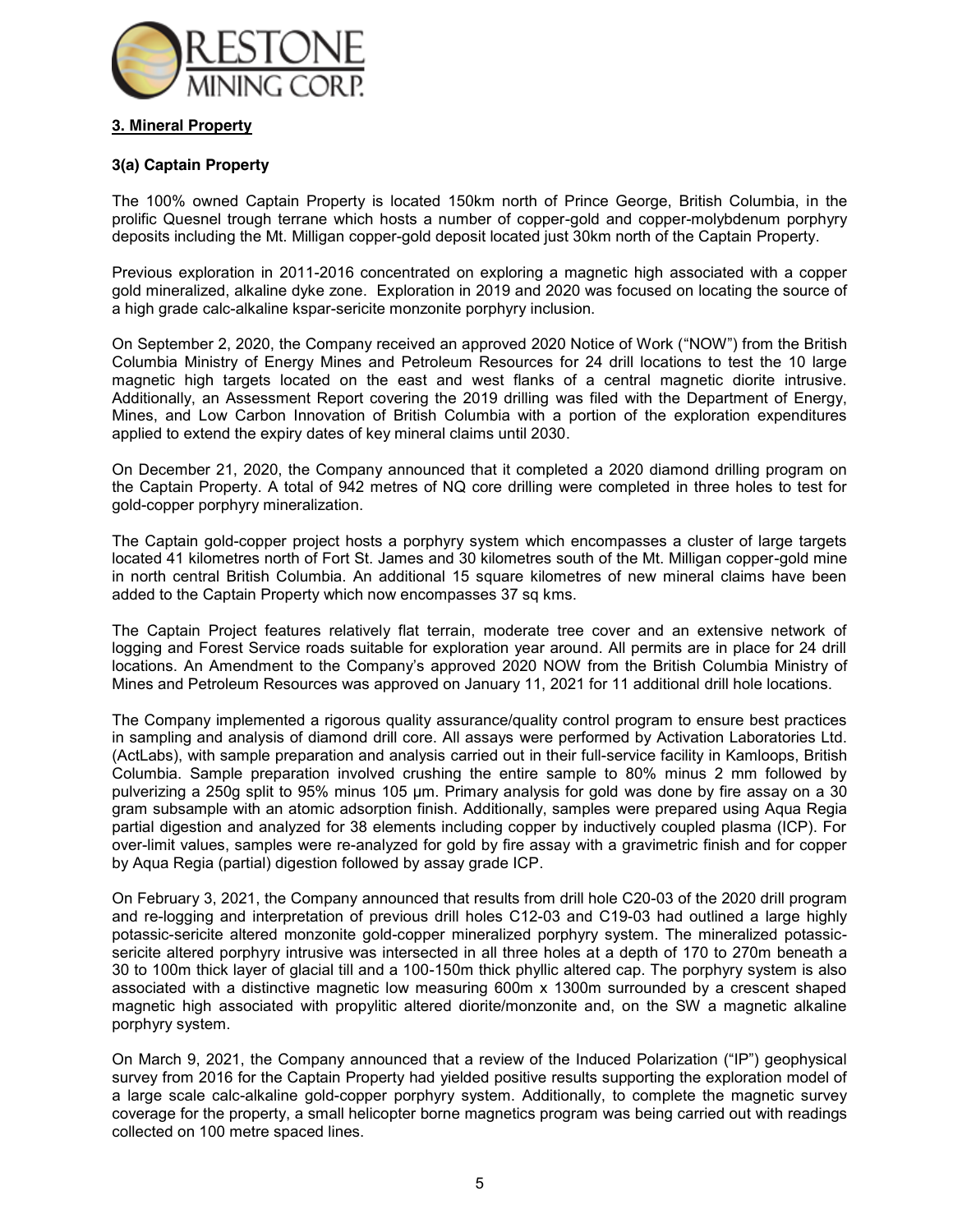## 3. Mineral Property

### 3(a) Captain Property

The 100% owned Captain Property is located 150km north of Prince George, British Columbia, in the prolific Quesnel trough terrane which hosts a number of copper-gold and copper-molybdenum porphyry deposits including the Mt. Milligan copper-gold deposit located just 30km north of the Captain Property.

Previous exploration in 2011-2016 concentrated on exploring a magnetic high associated with a copper gold mineralized, alkaline dyke zone. Exploration in 2019 and 2020 was focused on locating the source of a high grade calc-alkaline kspar-sericite monzonite porphyry inclusion.

On September 2, 2020, the Company received an approved 2020 Notice of Work ("NOW") from the British Columbia Ministry of Energy Mines and Petroleum Resources for 24 drill locations to test the 10 large magnetic high targets located on the east and west flanks of a central magnetic diorite intrusive. Additionally, an Assessment Report covering the 2019 drilling was filed with the Department of Energy, Mines, and Low Carbon Innovation of British Columbia with a portion of the exploration expenditures applied to extend the expiry dates of key mineral claims until 2030.

On December 21, 2020, the Company announced that it completed a 2020 diamond drilling program on the Captain Property. A total of 942 metres of NQ core drilling were completed in three holes to test for gold-copper porphyry mineralization.

The Captain gold-copper project hosts a porphyry system which encompasses a cluster of large targets located 41 kilometres north of Fort St. James and 30 kilometres south of the Mt. Milligan copper-gold mine in north central British Columbia. An additional 15 square kilometres of new mineral claims have been added to the Captain Property which now encompasses 37 sq kms.

The Captain Project features relatively flat terrain, moderate tree cover and an extensive network of logging and Forest Service roads suitable for exploration year around. All permits are in place for 24 drill locations. An Amendment to the Company's approved 2020 NOW from the British Columbia Ministry of Mines and Petroleum Resources was approved on January 11, 2021 for 11 additional drill hole locations.

The Company implemented a rigorous quality assurance/quality control program to ensure best practices in sampling and analysis of diamond drill core. All assays were performed by Activation Laboratories Ltd. (ActLabs), with sample preparation and analysis carried out in their full-service facility in Kamloops, British Columbia. Sample preparation involved crushing the entire sample to 80% minus 2 mm followed by pulverizing a 250g split to 95% minus 105 µm. Primary analysis for gold was done by fire assay on a 30 gram subsample with an atomic adsorption finish. Additionally, samples were prepared using Aqua Regia partial digestion and analyzed for 38 elements including copper by inductively coupled plasma (ICP). For over-limit values, samples were re-analyzed for gold by fire assay with a gravimetric finish and for copper by Aqua Regia (partial) digestion followed by assay grade ICP.

On February 3, 2021, the Company announced that results from drill hole C20-03 of the 2020 drill program and re-logging and interpretation of previous drill holes C12-03 and C19-03 had outlined a large highly potassic-sericite altered monzonite gold-copper mineralized porphyry system. The mineralized potassic-sericite altered porphyry intrusive was intersected in all three holes at a depth of 170 to 270m beneath a 30 to 100m thick layer of glacial till and a 100-150m thick phyllic altered cap. The porphyry system is also associated with a distinctive magnetic low measuring 600m x 1300m surrounded by a crescent shaped magnetic high associated with propylitic altered diorite/monzonite and, on the SW a magnetic alkaline porphyry system.

On March 9, 2021, the Company announced that a review of the Induced Polarization ("IP") geophysical survey from 2016 for the Captain Property had yielded positive results supporting the exploration model of a large scale calc-alkaline gold-copper porphyry system. Additionally, to complete the magnetic survey coverage for the property, a small helicopter borne magnetics program was being carried out with readings collected on 100 metre spaced lines.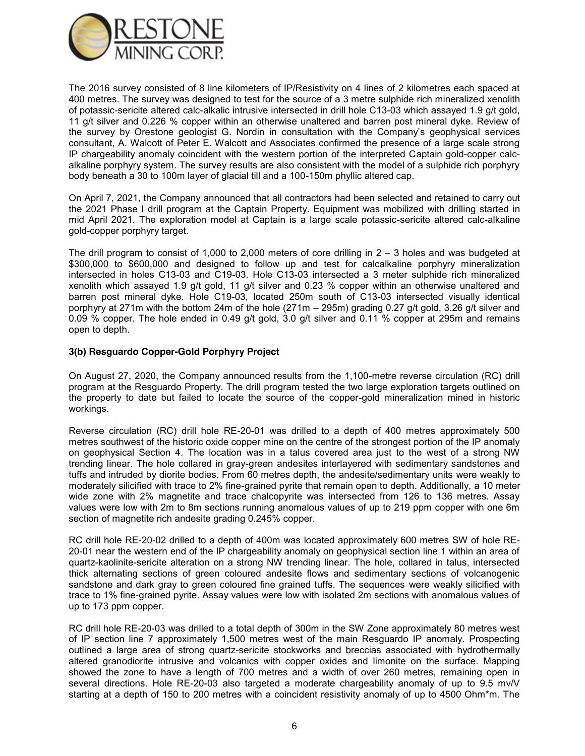The 2016 survey consisted of 8 line kilometers of IP/Resistivity on 4 lines of 2 kilometres each spaced at 400 metres. The survey was designed to test for the source of a 3 metre sulphide rich mineralized xenolith of potassic-sericite altered calc-alkalic intrusive intersected in drill hole C13-03 which assayed 1.9 g/t gold, 11 g/t silver and 0.226 % copper within an otherwise unaltered and barren post mineral dyke. Review of the survey by Orestone geologist G. Nordin in consultation with the Company's geophysical services consultant, A. Walcott of Peter E. Walcott and Associates confirmed the presence of a large scale strong IP chargeability anomaly coincident with the western portion of the interpreted Captain gold-copper calc-alkaline porphyry system. The survey results are also consistent with the model of a sulphide rich porphyry body beneath a 30 to 100m layer of glacial till and a 100-150m phyllic altered cap.

On April 7, 2021, the Company announced that all contractors had been selected and retained to carry out the 2021 Phase I drill program at the Captain Property. Equipment was mobilized with drilling started in mid April 2021. The exploration model at Captain is a large scale potassic-sericite altered calc-alkaline gold-copper porphyry target.

The drill program to consist of 1,000 to 2,000 meters of core drilling in 2 – 3 holes and was budgeted at $300,000 to $600,000 and designed to follow up and test for calcalkaline porphyry mineralization intersected in holes C13-03 and C19-03. Hole C13-03 intersected a 3 meter sulphide rich mineralized xenolith which assayed 1.9 g/t gold, 11 g/t silver and 0.23 % copper within an otherwise unaltered and barren post mineral dyke. Hole C19-03, located 250m south of C13-03 intersected visually identical porphyry at 271m with the bottom 24m of the hole (271m – 295m) grading 0.27 g/t gold, 3.26 g/t silver and 0.09 % copper. The hole ended in 0.49 g/t gold, 3.0 g/t silver and 0.11 % copper at 295m and remains open to depth.

**3(b) Resguardo Copper-Gold Porphyry Project**

On August 27, 2020, the Company announced results from the 1,100-metre reverse circulation (RC) drill program at the Resguardo Property. The drill program tested the two large exploration targets outlined on the property to date but failed to locate the source of the copper-gold mineralization mined in historic workings.

Reverse circulation (RC) drill hole RE-20-01 was drilled to a depth of 400 metres approximately 500 metres southwest of the historic oxide copper mine on the centre of the strongest portion of the IP anomaly on geophysical Section 4. The location was in a talus covered area just to the west of a strong NW trending linear. The hole collared in gray-green andesites interlayered with sedimentary sandstones and tuffs and intruded by diorite bodies. From 60 metres depth, the andesite/sedimentary units were weakly to moderately silicified with trace to 2% fine-grained pyrite that remain open to depth. Additionally, a 10 meter wide zone with 2% magnetite and trace chalcopyrite was intersected from 126 to 136 metres. Assay values were low with 2m to 8m sections running anomalous values of up to 219 ppm copper with one 6m section of magnetite rich andesite grading 0.245% copper.

RC drill hole RE-20-02 drilled to a depth of 400m was located approximately 600 metres SW of hole RE-20-01 near the western end of the IP chargeability anomaly on geophysical section line 1 within an area of quartz-kaolinite-sericite alteration on a strong NW trending linear. The hole, collared in talus, intersected thick alternating sections of green coloured andesite flows and sedimentary sections of volcanogenic sandstone and dark gray to green coloured fine grained tuffs. The sequences were weakly silicified with trace to 1% fine-grained pyrite. Assay values were low with isolated 2m sections with anomalous values of up to 173 ppm copper.

RC drill hole RE-20-03 was drilled to a total depth of 300m in the SW Zone approximately 80 metres west of IP section line 7 approximately 1,500 metres west of the main Resguardo IP anomaly. Prospecting outlined a large area of strong quartz-sericite stockworks and breccias associated with hydrothermally altered granodiorite intrusive and volcanics with copper oxides and limonite on the surface. Mapping showed the zone to have a length of 700 metres and a width of over 260 metres, remaining open in several directions. Hole RE-20-03 also targeted a moderate chargeability anomaly of up to 9.5 mv/V starting at a depth of 150 to 200 metres with a coincident resistivity anomaly of up to 4500 Ohm*m. The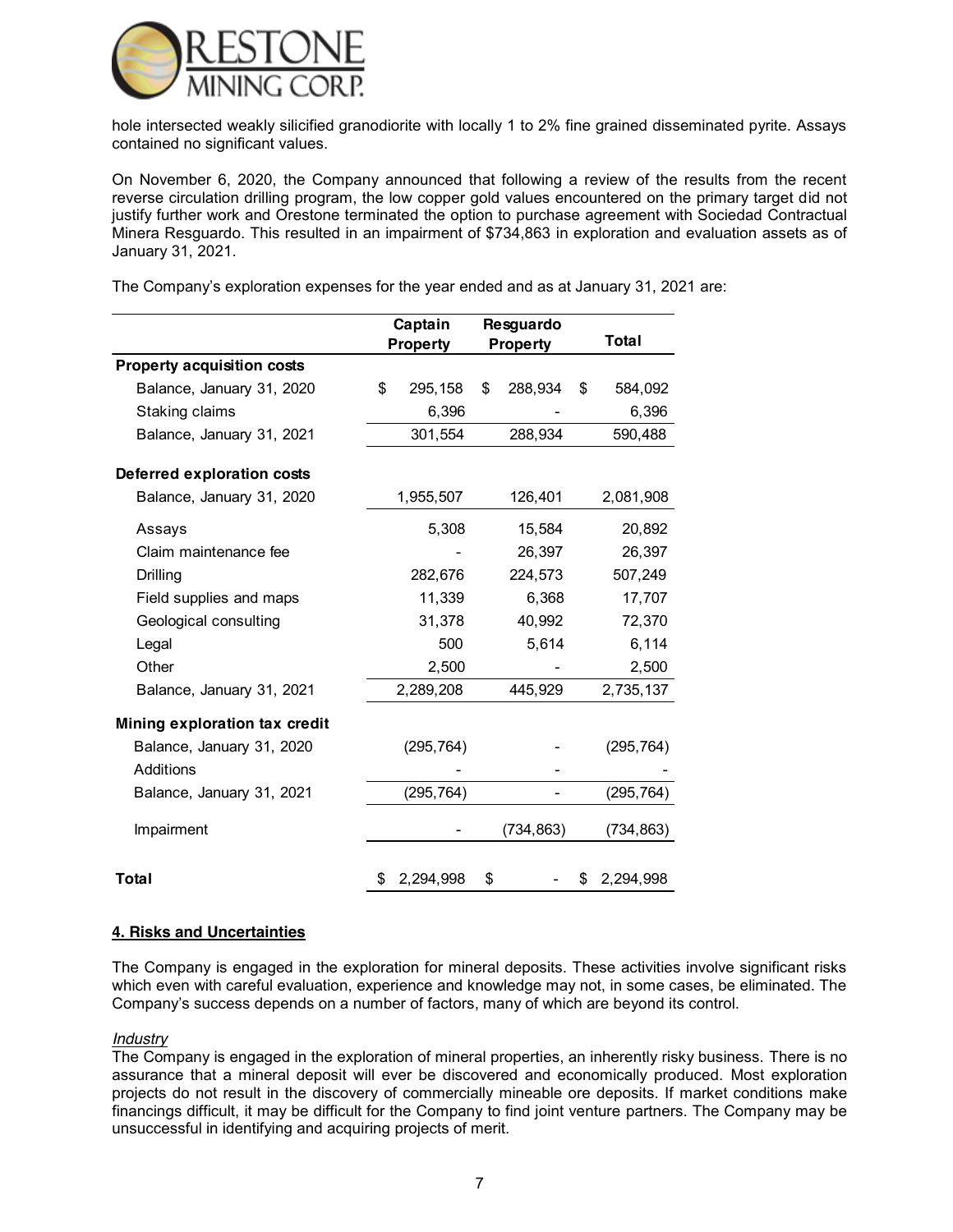hole intersected weakly silicified granodiorite with locally 1 to 2% fine grained disseminated pyrite. Assays contained no significant values.

On November 6, 2020, the Company announced that following a review of the results from the recent reverse circulation drilling program, the low copper gold values encountered on the primary target did not justify further work and Orestone terminated the option to purchase agreement with Sociedad Contractual Minera Resguardo. This resulted in an impairment of $734,863 in exploration and evaluation assets as of January 31, 2021.

The Company's exploration expenses for the year ended and as at January 31, 2021 are:

| | Captain Property | Resguardo Property | Total |
|---|---|---|---|
| **Property acquisition costs** | | | |
| Balance, January 31, 2020 | $ 295,158 | $ 288,934 | $ 584,092 |
| Staking claims | 6,396 | - | 6,396 |
| Balance, January 31, 2021 | 301,554 | 288,934 | 590,488 |
| **Deferred exploration costs** | | | |
| Balance, January 31, 2020 | 1,955,507 | 126,401 | 2,081,908 |
| Assays | 5,308 | 15,584 | 20,892 |
| Claim maintenance fee | - | 26,397 | 26,397 |
| Drilling | 282,676 | 224,573 | 507,249 |
| Field supplies and maps | 11,339 | 6,368 | 17,707 |
| Geological consulting | 31,378 | 40,992 | 72,370 |
| Legal | 500 | 5,614 | 6,114 |
| Other | 2,500 | - | 2,500 |
| Balance, January 31, 2021 | 2,289,208 | 445,929 | 2,735,137 |
| **Mining exploration tax credit** | | | |
| Balance, January 31, 2020 | (295,764) | - | (295,764) |
| Additions | - | - | - |
| Balance, January 31, 2021 | (295,764) | - | (295,764) |
| Impairment | - | (734,863) | (734,863) |
| **Total** | $ 2,294,998 | $ - | $ 2,294,998 |

## 4. Risks and Uncertainties

The Company is engaged in the exploration for mineral deposits. These activities involve significant risks which even with careful evaluation, experience and knowledge may not, in some cases, be eliminated. The Company's success depends on a number of factors, many of which are beyond its control.

*Industry*

The Company is engaged in the exploration of mineral properties, an inherently risky business. There is no assurance that a mineral deposit will ever be discovered and economically produced. Most exploration projects do not result in the discovery of commercially mineable ore deposits. If market conditions make financings difficult, it may be difficult for the Company to find joint venture partners. The Company may be unsuccessful in identifying and acquiring projects of merit.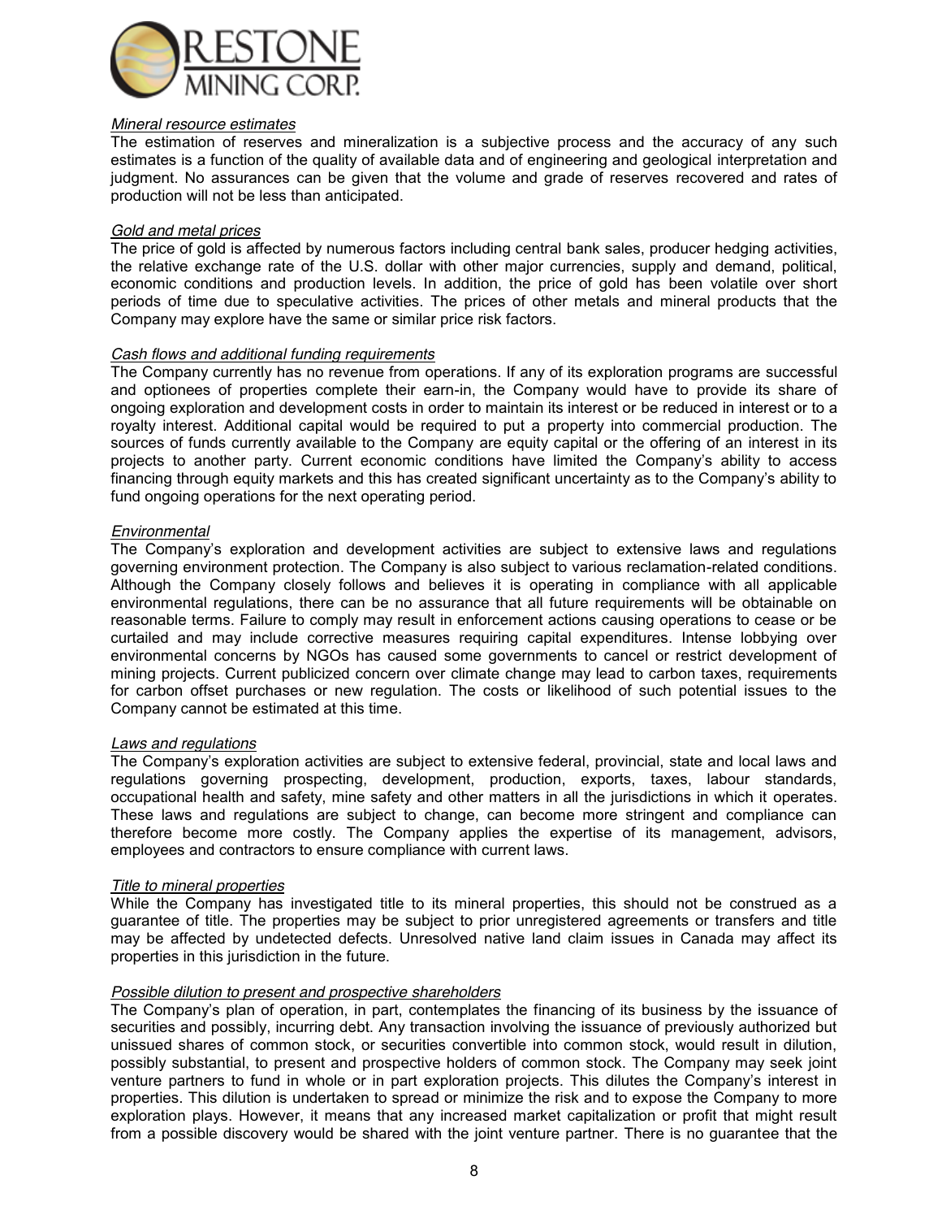*Mineral resource estimates*

The estimation of reserves and mineralization is a subjective process and the accuracy of any such estimates is a function of the quality of available data and of engineering and geological interpretation and judgment. No assurances can be given that the volume and grade of reserves recovered and rates of production will not be less than anticipated.

*Gold and metal prices*

The price of gold is affected by numerous factors including central bank sales, producer hedging activities, the relative exchange rate of the U.S. dollar with other major currencies, supply and demand, political, economic conditions and production levels. In addition, the price of gold has been volatile over short periods of time due to speculative activities. The prices of other metals and mineral products that the Company may explore have the same or similar price risk factors.

*Cash flows and additional funding requirements*

The Company currently has no revenue from operations. If any of its exploration programs are successful and optionees of properties complete their earn-in, the Company would have to provide its share of ongoing exploration and development costs in order to maintain its interest or be reduced in interest or to a royalty interest. Additional capital would be required to put a property into commercial production. The sources of funds currently available to the Company are equity capital or the offering of an interest in its projects to another party. Current economic conditions have limited the Company's ability to access financing through equity markets and this has created significant uncertainty as to the Company's ability to fund ongoing operations for the next operating period.

*Environmental*

The Company's exploration and development activities are subject to extensive laws and regulations governing environment protection. The Company is also subject to various reclamation-related conditions. Although the Company closely follows and believes it is operating in compliance with all applicable environmental regulations, there can be no assurance that all future requirements will be obtainable on reasonable terms. Failure to comply may result in enforcement actions causing operations to cease or be curtailed and may include corrective measures requiring capital expenditures. Intense lobbying over environmental concerns by NGOs has caused some governments to cancel or restrict development of mining projects. Current publicized concern over climate change may lead to carbon taxes, requirements for carbon offset purchases or new regulation. The costs or likelihood of such potential issues to the Company cannot be estimated at this time.

*Laws and regulations*

The Company's exploration activities are subject to extensive federal, provincial, state and local laws and regulations governing prospecting, development, production, exports, taxes, labour standards, occupational health and safety, mine safety and other matters in all the jurisdictions in which it operates. These laws and regulations are subject to change, can become more stringent and compliance can therefore become more costly. The Company applies the expertise of its management, advisors, employees and contractors to ensure compliance with current laws.

*Title to mineral properties*

While the Company has investigated title to its mineral properties, this should not be construed as a guarantee of title. The properties may be subject to prior unregistered agreements or transfers and title may be affected by undetected defects. Unresolved native land claim issues in Canada may affect its properties in this jurisdiction in the future.

*Possible dilution to present and prospective shareholders*

The Company's plan of operation, in part, contemplates the financing of its business by the issuance of securities and possibly, incurring debt. Any transaction involving the issuance of previously authorized but unissued shares of common stock, or securities convertible into common stock, would result in dilution, possibly substantial, to present and prospective holders of common stock. The Company may seek joint venture partners to fund in whole or in part exploration projects. This dilutes the Company's interest in properties. This dilution is undertaken to spread or minimize the risk and to expose the Company to more exploration plays. However, it means that any increased market capitalization or profit that might result from a possible discovery would be shared with the joint venture partner. There is no guarantee that the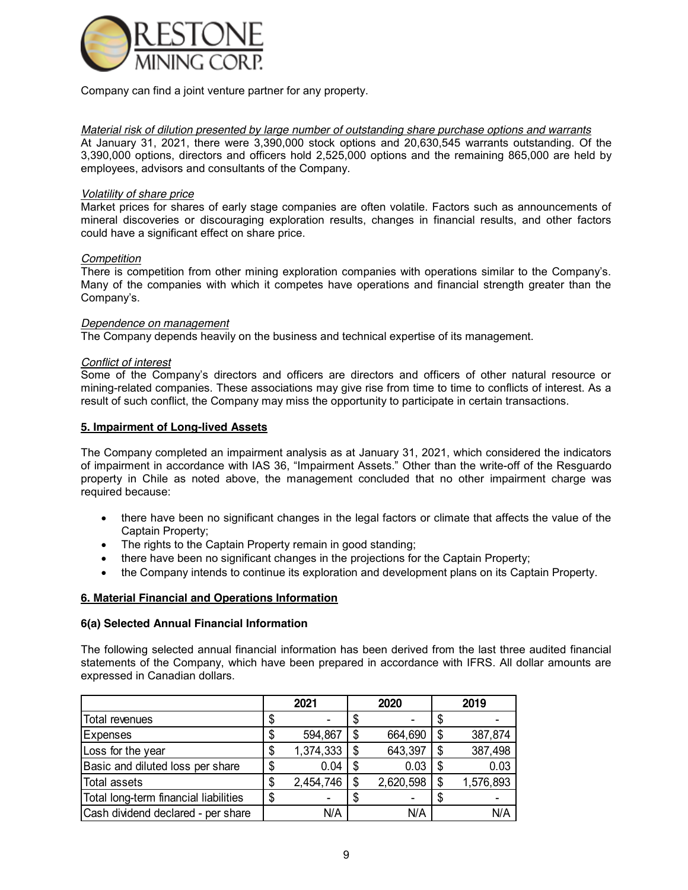Company can find a joint venture partner for any property.

*Material risk of dilution presented by large number of outstanding share purchase options and warrants*
At January 31, 2021, there were 3,390,000 stock options and 20,630,545 warrants outstanding. Of the 3,390,000 options, directors and officers hold 2,525,000 options and the remaining 865,000 are held by employees, advisors and consultants of the Company.

*Volatility of share price*
Market prices for shares of early stage companies are often volatile. Factors such as announcements of mineral discoveries or discouraging exploration results, changes in financial results, and other factors could have a significant effect on share price.

*Competition*
There is competition from other mining exploration companies with operations similar to the Company's. Many of the companies with which it competes have operations and financial strength greater than the Company's.

*Dependence on management*
The Company depends heavily on the business and technical expertise of its management.

*Conflict of interest*
Some of the Company's directors and officers are directors and officers of other natural resource or mining-related companies. These associations may give rise from time to time to conflicts of interest. As a result of such conflict, the Company may miss the opportunity to participate in certain transactions.

## 5. Impairment of Long-lived Assets

The Company completed an impairment analysis as at January 31, 2021, which considered the indicators of impairment in accordance with IAS 36, "Impairment Assets." Other than the write-off of the Resguardo property in Chile as noted above, the management concluded that no other impairment charge was required because:

- there have been no significant changes in the legal factors or climate that affects the value of the Captain Property;
- The rights to the Captain Property remain in good standing;
- there have been no significant changes in the projections for the Captain Property;
- the Company intends to continue its exploration and development plans on its Captain Property.

## 6. Material Financial and Operations Information

### 6(a) Selected Annual Financial Information

The following selected annual financial information has been derived from the last three audited financial statements of the Company, which have been prepared in accordance with IFRS. All dollar amounts are expressed in Canadian dollars.

| | 2021 | 2020 | 2019 |
|---|---|---|---|
| Total revenues | $ - | $ - | $ - |
| Expenses | $ 594,867 | $ 664,690 | $ 387,874 |
| Loss for the year | $ 1,374,333 | $ 643,397 | $ 387,498 |
| Basic and diluted loss per share | $ 0.04 | $ 0.03 | $ 0.03 |
| Total assets | $ 2,454,746 | $ 2,620,598 | $ 1,576,893 |
| Total long-term financial liabilities | $ - | $ - | $ - |
| Cash dividend declared - per share | N/A | N/A | N/A |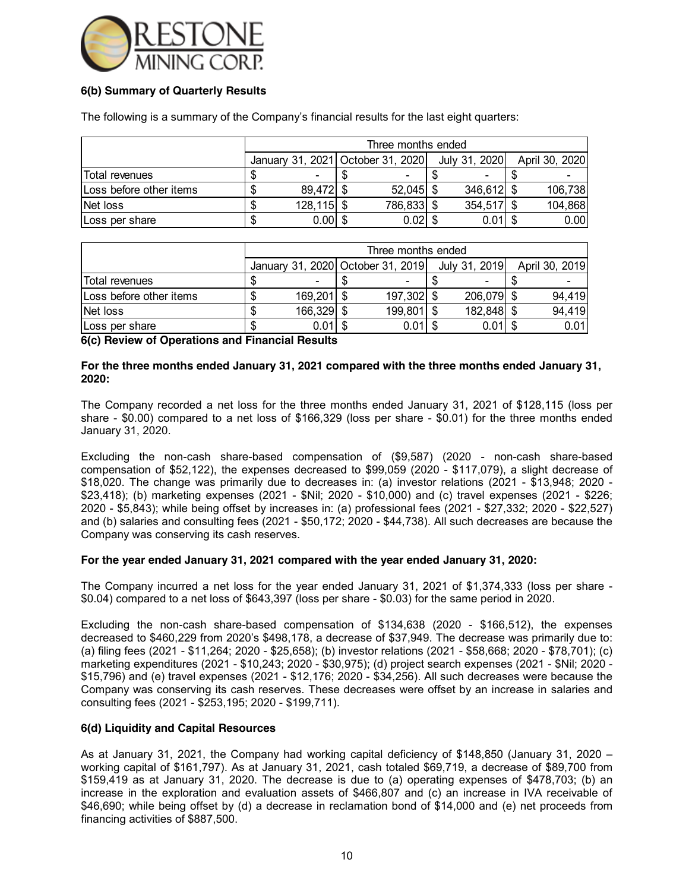### 6(b) Summary of Quarterly Results

The following is a summary of the Company's financial results for the last eight quarters:

| | Three months ended | | | |
|---|---|---|---|---|
| | January 31, 2021 | October 31, 2020 | July 31, 2020 | April 30, 2020 |
| Total revenues | $ - | $ - | $ - | $ - |
| Loss before other items | $ 89,472 | $ 52,045 | $ 346,612 | $ 106,738 |
| Net loss | $ 128,115 | $ 786,833 | $ 354,517 | $ 104,868 |
| Loss per share | $ 0.00 | $ 0.02 | $ 0.01 | $ 0.00 |

| | Three months ended | | | |
|---|---|---|---|---|
| | January 31, 2020 | October 31, 2019 | July 31, 2019 | April 30, 2019 |
| Total revenues | $ - | $ - | $ - | $ - |
| Loss before other items | $ 169,201 | $ 197,302 | $ 206,079 | $ 94,419 |
| Net loss | $ 166,329 | $ 199,801 | $ 182,848 | $ 94,419 |
| Loss per share | $ 0.01 | $ 0.01 | $ 0.01 | $ 0.01 |

### 6(c) Review of Operations and Financial Results

**For the three months ended January 31, 2021 compared with the three months ended January 31, 2020:**

The Company recorded a net loss for the three months ended January 31, 2021 of $128,115 (loss per share - $0.00) compared to a net loss of $166,329 (loss per share - $0.01) for the three months ended January 31, 2020.

Excluding the non-cash share-based compensation of ($9,587) (2020 - non-cash share-based compensation of $52,122), the expenses decreased to $99,059 (2020 - $117,079), a slight decrease of $18,020. The change was primarily due to decreases in: (a) investor relations (2021 - $13,948; 2020 - $23,418); (b) marketing expenses (2021 - $Nil; 2020 - $10,000) and (c) travel expenses (2021 - $226; 2020 - $5,843); while being offset by increases in: (a) professional fees (2021 - $27,332; 2020 - $22,527) and (b) salaries and consulting fees (2021 - $50,172; 2020 - $44,738). All such decreases are because the Company was conserving its cash reserves.

**For the year ended January 31, 2021 compared with the year ended January 31, 2020:**

The Company incurred a net loss for the year ended January 31, 2021 of $1,374,333 (loss per share - $0.04) compared to a net loss of $643,397 (loss per share - $0.03) for the same period in 2020.

Excluding the non-cash share-based compensation of $134,638 (2020 - $166,512), the expenses decreased to $460,229 from 2020's $498,178, a decrease of $37,949. The decrease was primarily due to: (a) filing fees (2021 - $11,264; 2020 - $25,658); (b) investor relations (2021 - $58,668; 2020 - $78,701); (c) marketing expenditures (2021 - $10,243; 2020 - $30,975); (d) project search expenses (2021 - $Nil; 2020 - $15,796) and (e) travel expenses (2021 - $12,176; 2020 - $34,256). All such decreases were because the Company was conserving its cash reserves. These decreases were offset by an increase in salaries and consulting fees (2021 - $253,195; 2020 - $199,711).

### 6(d) Liquidity and Capital Resources

As at January 31, 2021, the Company had working capital deficiency of $148,850 (January 31, 2020 – working capital of $161,797). As at January 31, 2021, cash totaled $69,719, a decrease of $89,700 from $159,419 as at January 31, 2020. The decrease is due to (a) operating expenses of $478,703; (b) an increase in the exploration and evaluation assets of $466,807 and (c) an increase in IVA receivable of $46,690; while being offset by (d) a decrease in reclamation bond of $14,000 and (e) net proceeds from financing activities of $887,500.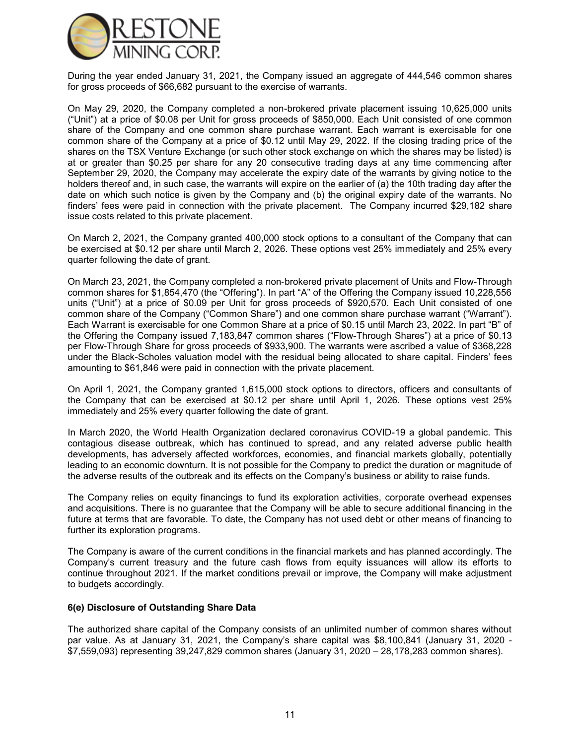During the year ended January 31, 2021, the Company issued an aggregate of 444,546 common shares for gross proceeds of $66,682 pursuant to the exercise of warrants.

On May 29, 2020, the Company completed a non-brokered private placement issuing 10,625,000 units ("Unit") at a price of $0.08 per Unit for gross proceeds of $850,000. Each Unit consisted of one common share of the Company and one common share purchase warrant. Each warrant is exercisable for one common share of the Company at a price of $0.12 until May 29, 2022. If the closing trading price of the shares on the TSX Venture Exchange (or such other stock exchange on which the shares may be listed) is at or greater than $0.25 per share for any 20 consecutive trading days at any time commencing after September 29, 2020, the Company may accelerate the expiry date of the warrants by giving notice to the holders thereof and, in such case, the warrants will expire on the earlier of (a) the 10th trading day after the date on which such notice is given by the Company and (b) the original expiry date of the warrants. No finders' fees were paid in connection with the private placement. The Company incurred $29,182 share issue costs related to this private placement.

On March 2, 2021, the Company granted 400,000 stock options to a consultant of the Company that can be exercised at $0.12 per share until March 2, 2026. These options vest 25% immediately and 25% every quarter following the date of grant.

On March 23, 2021, the Company completed a non-brokered private placement of Units and Flow-Through common shares for $1,854,470 (the "Offering"). In part "A" of the Offering the Company issued 10,228,556 units ("Unit") at a price of $0.09 per Unit for gross proceeds of $920,570. Each Unit consisted of one common share of the Company ("Common Share") and one common share purchase warrant ("Warrant"). Each Warrant is exercisable for one Common Share at a price of $0.15 until March 23, 2022. In part "B" of the Offering the Company issued 7,183,847 common shares ("Flow-Through Shares") at a price of $0.13 per Flow-Through Share for gross proceeds of $933,900. The warrants were ascribed a value of $368,228 under the Black-Scholes valuation model with the residual being allocated to share capital. Finders' fees amounting to $61,846 were paid in connection with the private placement.

On April 1, 2021, the Company granted 1,615,000 stock options to directors, officers and consultants of the Company that can be exercised at $0.12 per share until April 1, 2026. These options vest 25% immediately and 25% every quarter following the date of grant.

In March 2020, the World Health Organization declared coronavirus COVID-19 a global pandemic. This contagious disease outbreak, which has continued to spread, and any related adverse public health developments, has adversely affected workforces, economies, and financial markets globally, potentially leading to an economic downturn. It is not possible for the Company to predict the duration or magnitude of the adverse results of the outbreak and its effects on the Company's business or ability to raise funds.

The Company relies on equity financings to fund its exploration activities, corporate overhead expenses and acquisitions. There is no guarantee that the Company will be able to secure additional financing in the future at terms that are favorable. To date, the Company has not used debt or other means of financing to further its exploration programs.

The Company is aware of the current conditions in the financial markets and has planned accordingly. The Company's current treasury and the future cash flows from equity issuances will allow its efforts to continue throughout 2021. If the market conditions prevail or improve, the Company will make adjustment to budgets accordingly.

### 6(e) Disclosure of Outstanding Share Data

The authorized share capital of the Company consists of an unlimited number of common shares without par value. As at January 31, 2021, the Company's share capital was $8,100,841 (January 31, 2020 - $7,559,093) representing 39,247,829 common shares (January 31, 2020 – 28,178,283 common shares).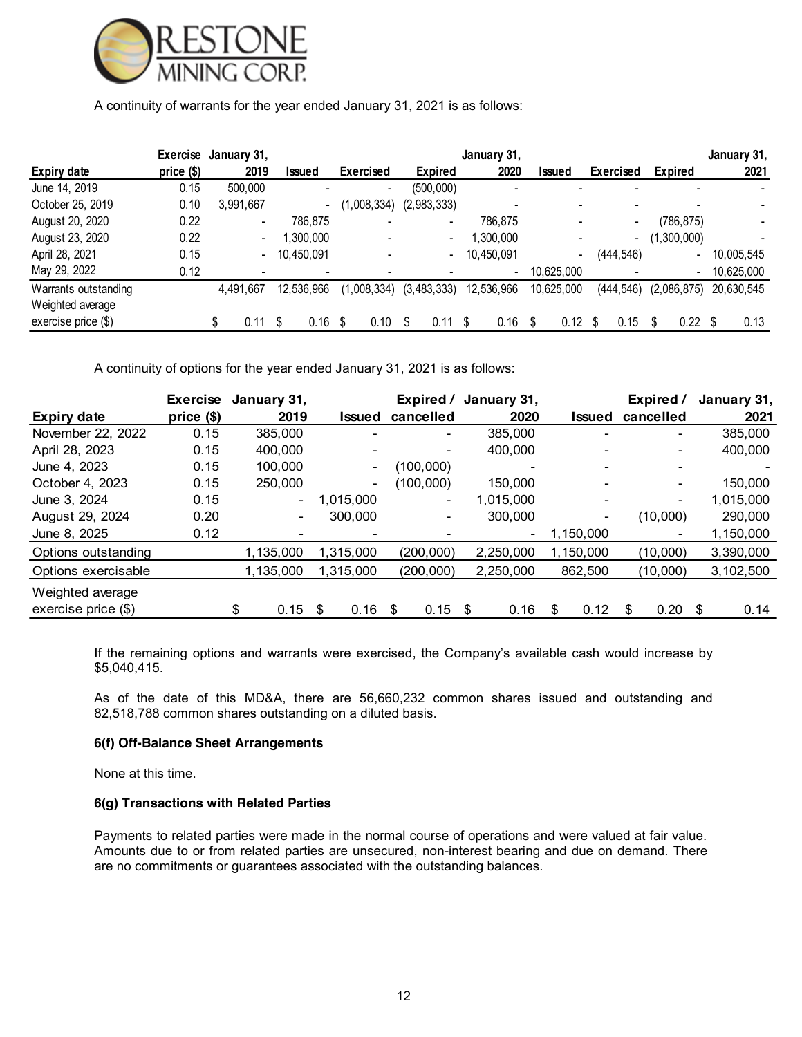A continuity of warrants for the year ended January 31, 2021 is as follows:

| Expiry date | Exercise price ($) | January 31, 2019 | Issued | Exercised | Expired | January 31, 2020 | Issued | Exercised | Expired | January 31, 2021 |
|---|---|---|---|---|---|---|---|---|---|---|
| June 14, 2019 | 0.15 | 500,000 | - | - | (500,000) | - | - | - | - | - |
| October 25, 2019 | 0.10 | 3,991,667 | - | (1,008,334) | (2,983,333) | - | - | - | - | - |
| August 20, 2020 | 0.22 | - | 786,875 | - | - | 786,875 | - | - | (786,875) | - |
| August 23, 2020 | 0.22 | - | 1,300,000 | - | - | 1,300,000 | - | - | (1,300,000) | - |
| April 28, 2021 | 0.15 | - | 10,450,091 | - | - | 10,450,091 | - | (444,546) | - | 10,005,545 |
| May 29, 2022 | 0.12 | - | - | - | - | - | 10,625,000 | - | - | 10,625,000 |
| Warrants outstanding | | 4,491,667 | 12,536,966 | (1,008,334) | (3,483,333) | 12,536,966 | 10,625,000 | (444,546) | (2,086,875) | 20,630,545 |
| Weighted average exercise price ($) | | $ 0.11 | $ 0.16 | $ 0.10 | $ 0.11 | $ 0.16 | $ 0.12 | $ 0.15 | $ 0.22 | $ 0.13 |

A continuity of options for the year ended January 31, 2021 is as follows:

| Expiry date | Exercise price ($) | January 31, 2019 | Issued | Expired / cancelled | January 31, 2020 | Issued | Expired / cancelled | January 31, 2021 |
|---|---|---|---|---|---|---|---|---|
| November 22, 2022 | 0.15 | 385,000 | - | - | 385,000 | - | - | 385,000 |
| April 28, 2023 | 0.15 | 400,000 | - | - | 400,000 | - | - | 400,000 |
| June 4, 2023 | 0.15 | 100,000 | - | (100,000) | - | - | - | - |
| October 4, 2023 | 0.15 | 250,000 | - | (100,000) | 150,000 | - | - | 150,000 |
| June 3, 2024 | 0.15 | - | 1,015,000 | - | 1,015,000 | - | - | 1,015,000 |
| August 29, 2024 | 0.20 | - | 300,000 | - | 300,000 | - | (10,000) | 290,000 |
| June 8, 2025 | 0.12 | - | - | - | - | 1,150,000 | - | 1,150,000 |
| Options outstanding | | 1,135,000 | 1,315,000 | (200,000) | 2,250,000 | 1,150,000 | (10,000) | 3,390,000 |
| Options exercisable | | 1,135,000 | 1,315,000 | (200,000) | 2,250,000 | 862,500 | (10,000) | 3,102,500 |
| Weighted average exercise price ($) | | $ 0.15 | $ 0.16 | $ 0.15 | $ 0.16 | $ 0.12 | $ 0.20 | $ 0.14 |

If the remaining options and warrants were exercised, the Company's available cash would increase by $5,040,415.

As of the date of this MD&A, there are 56,660,232 common shares issued and outstanding and 82,518,788 common shares outstanding on a diluted basis.

### 6(f) Off-Balance Sheet Arrangements

None at this time.

### 6(g) Transactions with Related Parties

Payments to related parties were made in the normal course of operations and were valued at fair value. Amounts due to or from related parties are unsecured, non-interest bearing and due on demand. There are no commitments or guarantees associated with the outstanding balances.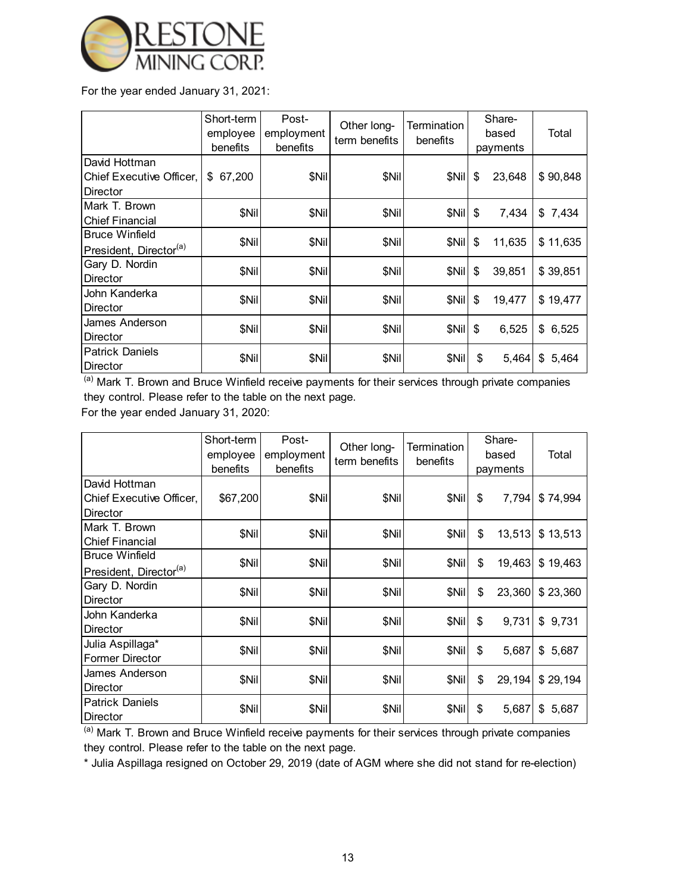For the year ended January 31, 2021:

| | Short-term employee benefits | Post-employment benefits | Other long-term benefits | Termination benefits | Share-based payments | Total |
|---|---|---|---|---|---|---|
| David Hottman Chief Executive Officer, Director | $ 67,200 | $Nil | $Nil | $Nil | $ 23,648 | $ 90,848 |
| Mark T. Brown Chief Financial | $Nil | $Nil | $Nil | $Nil | $ 7,434 | $ 7,434 |
| Bruce Winfield President, Director[(a)] | $Nil | $Nil | $Nil | $Nil | $ 11,635 | $ 11,635 |
| Gary D. Nordin Director | $Nil | $Nil | $Nil | $Nil | $ 39,851 | $ 39,851 |
| John Kanderka Director | $Nil | $Nil | $Nil | $Nil | $ 19,477 | $ 19,477 |
| James Anderson Director | $Nil | $Nil | $Nil | $Nil | $ 6,525 | $ 6,525 |
| Patrick Daniels Director | $Nil | $Nil | $Nil | $Nil | $ 5,464 | $ 5,464 |

[(a)] Mark T. Brown and Bruce Winfield receive payments for their services through private companies they control. Please refer to the table on the next page.

For the year ended January 31, 2020:

| | Short-term employee benefits | Post-employment benefits | Other long-term benefits | Termination benefits | Share-based payments | Total |
|---|---|---|---|---|---|---|
| David Hottman Chief Executive Officer, Director | $67,200 | $Nil | $Nil | $Nil | $ 7,794 | $ 74,994 |
| Mark T. Brown Chief Financial | $Nil | $Nil | $Nil | $Nil | $ 13,513 | $ 13,513 |
| Bruce Winfield President, Director[(a)] | $Nil | $Nil | $Nil | $Nil | $ 19,463 | $ 19,463 |
| Gary D. Nordin Director | $Nil | $Nil | $Nil | $Nil | $ 23,360 | $ 23,360 |
| John Kanderka Director | $Nil | $Nil | $Nil | $Nil | $ 9,731 | $ 9,731 |
| Julia Aspillaga* Former Director | $Nil | $Nil | $Nil | $Nil | $ 5,687 | $ 5,687 |
| James Anderson Director | $Nil | $Nil | $Nil | $Nil | $ 29,194 | $ 29,194 |
| Patrick Daniels Director | $Nil | $Nil | $Nil | $Nil | $ 5,687 | $ 5,687 |

[(a)] Mark T. Brown and Bruce Winfield receive payments for their services through private companies they control. Please refer to the table on the next page.

* Julia Aspillaga resigned on October 29, 2019 (date of AGM where she did not stand for re-election)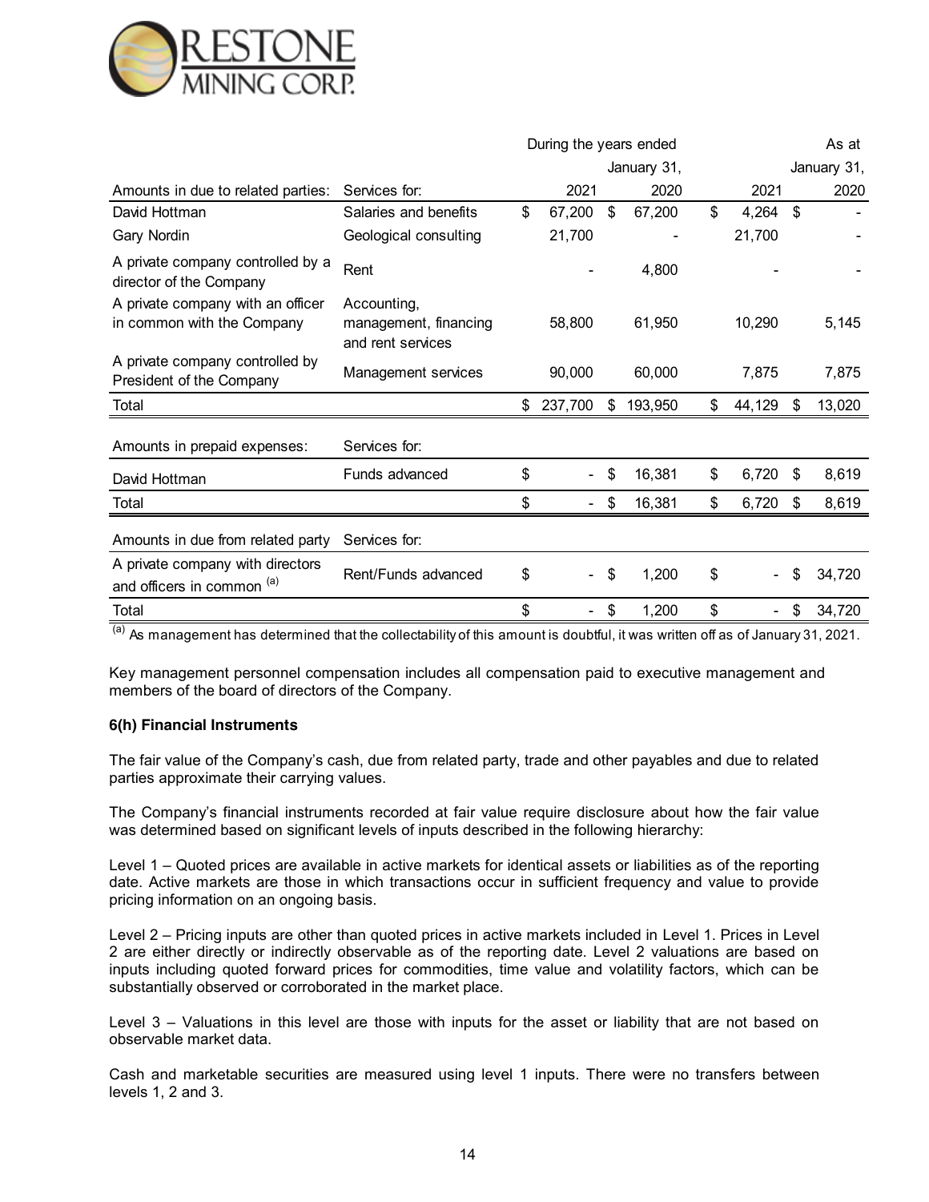| | | During the years ended | | As at | |
|---|---|---|---|---|---|
| | | January 31, | | January 31, | |
| Amounts in due to related parties: | Services for: | 2021 | 2020 | 2021 | 2020 |
| David Hottman | Salaries and benefits | $ 67,200 | $ 67,200 | $ 4,264 | $ - |
| Gary Nordin | Geological consulting | 21,700 | - | 21,700 | - |
| A private company controlled by a director of the Company | Rent | - | 4,800 | - | - |
| A private company with an officer in common with the Company | Accounting, management, financing and rent services | 58,800 | 61,950 | 10,290 | 5,145 |
| A private company controlled by President of the Company | Management services | 90,000 | 60,000 | 7,875 | 7,875 |
| Total | | $ 237,700 | $ 193,950 | $ 44,129 | $ 13,020 |

| Amounts in prepaid expenses: | Services for: | | | | |
|---|---|---|---|---|---|
| David Hottman | Funds advanced | $ - | $ 16,381 | $ 6,720 | $ 8,619 |
| Total | | $ - | $ 16,381 | $ 6,720 | $ 8,619 |

| Amounts in due from related party | Services for: | | | | |
|---|---|---|---|---|---|
| A private company with directors and officers in common [(a)] | Rent/Funds advanced | $ - | $ 1,200 | $ - | $ 34,720 |
| Total | | $ - | $ 1,200 | $ - | $ 34,720 |

[(a)] As management has determined that the collectability of this amount is doubtful, it was written off as of January 31, 2021.

Key management personnel compensation includes all compensation paid to executive management and members of the board of directors of the Company.

**6(h) Financial Instruments**

The fair value of the Company's cash, due from related party, trade and other payables and due to related parties approximate their carrying values.

The Company's financial instruments recorded at fair value require disclosure about how the fair value was determined based on significant levels of inputs described in the following hierarchy:

Level 1 – Quoted prices are available in active markets for identical assets or liabilities as of the reporting date. Active markets are those in which transactions occur in sufficient frequency and value to provide pricing information on an ongoing basis.

Level 2 – Pricing inputs are other than quoted prices in active markets included in Level 1. Prices in Level 2 are either directly or indirectly observable as of the reporting date. Level 2 valuations are based on inputs including quoted forward prices for commodities, time value and volatility factors, which can be substantially observed or corroborated in the market place.

Level 3 – Valuations in this level are those with inputs for the asset or liability that are not based on observable market data.

Cash and marketable securities are measured using level 1 inputs. There were no transfers between levels 1, 2 and 3.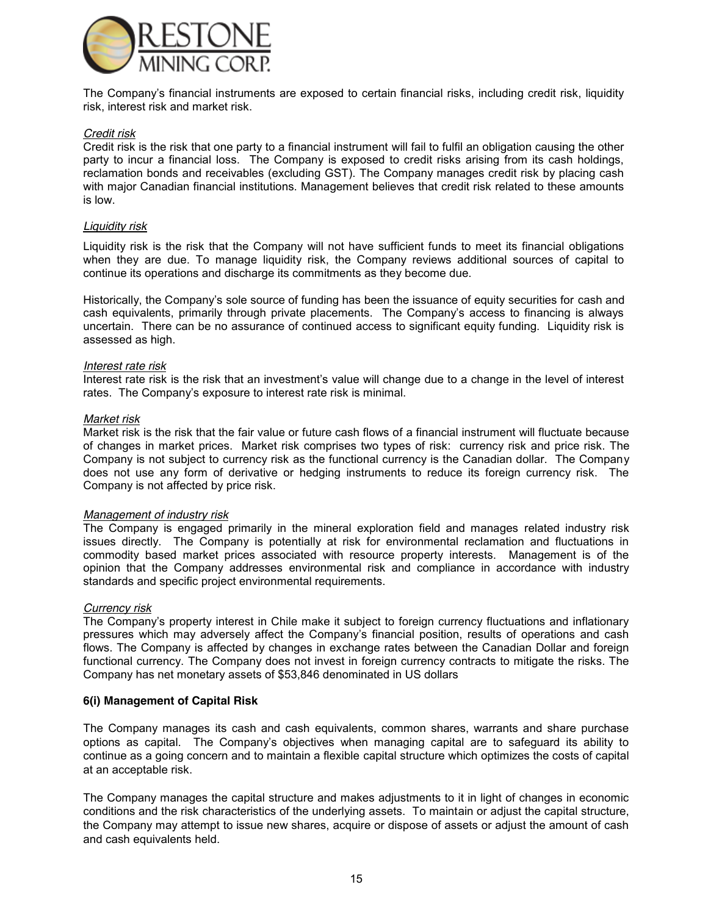The Company's financial instruments are exposed to certain financial risks, including credit risk, liquidity risk, interest risk and market risk.

*Credit risk*

Credit risk is the risk that one party to a financial instrument will fail to fulfil an obligation causing the other party to incur a financial loss. The Company is exposed to credit risks arising from its cash holdings, reclamation bonds and receivables (excluding GST). The Company manages credit risk by placing cash with major Canadian financial institutions. Management believes that credit risk related to these amounts is low.

*Liquidity risk*

Liquidity risk is the risk that the Company will not have sufficient funds to meet its financial obligations when they are due. To manage liquidity risk, the Company reviews additional sources of capital to continue its operations and discharge its commitments as they become due.

Historically, the Company's sole source of funding has been the issuance of equity securities for cash and cash equivalents, primarily through private placements. The Company's access to financing is always uncertain. There can be no assurance of continued access to significant equity funding. Liquidity risk is assessed as high.

*Interest rate risk*

Interest rate risk is the risk that an investment's value will change due to a change in the level of interest rates. The Company's exposure to interest rate risk is minimal.

*Market risk*

Market risk is the risk that the fair value or future cash flows of a financial instrument will fluctuate because of changes in market prices. Market risk comprises two types of risk: currency risk and price risk. The Company is not subject to currency risk as the functional currency is the Canadian dollar. The Company does not use any form of derivative or hedging instruments to reduce its foreign currency risk. The Company is not affected by price risk.

*Management of industry risk*

The Company is engaged primarily in the mineral exploration field and manages related industry risk issues directly. The Company is potentially at risk for environmental reclamation and fluctuations in commodity based market prices associated with resource property interests. Management is of the opinion that the Company addresses environmental risk and compliance in accordance with industry standards and specific project environmental requirements.

*Currency risk*

The Company's property interest in Chile make it subject to foreign currency fluctuations and inflationary pressures which may adversely affect the Company's financial position, results of operations and cash flows. The Company is affected by changes in exchange rates between the Canadian Dollar and foreign functional currency. The Company does not invest in foreign currency contracts to mitigate the risks. The Company has net monetary assets of $53,846 denominated in US dollars

**6(i) Management of Capital Risk**

The Company manages its cash and cash equivalents, common shares, warrants and share purchase options as capital. The Company's objectives when managing capital are to safeguard its ability to continue as a going concern and to maintain a flexible capital structure which optimizes the costs of capital at an acceptable risk.

The Company manages the capital structure and makes adjustments to it in light of changes in economic conditions and the risk characteristics of the underlying assets. To maintain or adjust the capital structure, the Company may attempt to issue new shares, acquire or dispose of assets or adjust the amount of cash and cash equivalents held.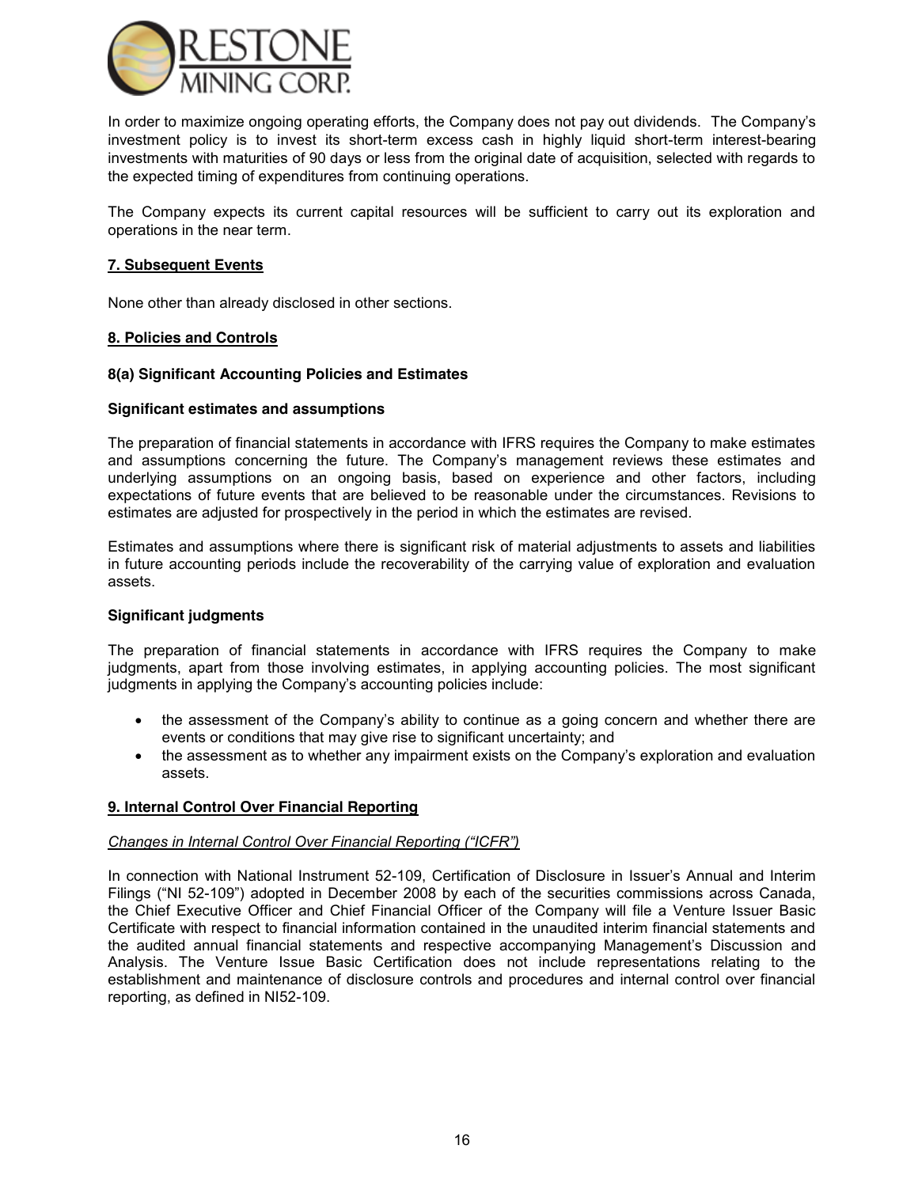In order to maximize ongoing operating efforts, the Company does not pay out dividends. The Company's investment policy is to invest its short-term excess cash in highly liquid short-term interest-bearing investments with maturities of 90 days or less from the original date of acquisition, selected with regards to the expected timing of expenditures from continuing operations.

The Company expects its current capital resources will be sufficient to carry out its exploration and operations in the near term.

## 7. Subsequent Events

None other than already disclosed in other sections.

## 8. Policies and Controls

### 8(a) Significant Accounting Policies and Estimates

**Significant estimates and assumptions**

The preparation of financial statements in accordance with IFRS requires the Company to make estimates and assumptions concerning the future. The Company's management reviews these estimates and underlying assumptions on an ongoing basis, based on experience and other factors, including expectations of future events that are believed to be reasonable under the circumstances. Revisions to estimates are adjusted for prospectively in the period in which the estimates are revised.

Estimates and assumptions where there is significant risk of material adjustments to assets and liabilities in future accounting periods include the recoverability of the carrying value of exploration and evaluation assets.

**Significant judgments**

The preparation of financial statements in accordance with IFRS requires the Company to make judgments, apart from those involving estimates, in applying accounting policies. The most significant judgments in applying the Company's accounting policies include:

- the assessment of the Company's ability to continue as a going concern and whether there are events or conditions that may give rise to significant uncertainty; and
- the assessment as to whether any impairment exists on the Company's exploration and evaluation assets.

## 9. Internal Control Over Financial Reporting

*Changes in Internal Control Over Financial Reporting ("ICFR")*

In connection with National Instrument 52-109, Certification of Disclosure in Issuer's Annual and Interim Filings ("NI 52-109") adopted in December 2008 by each of the securities commissions across Canada, the Chief Executive Officer and Chief Financial Officer of the Company will file a Venture Issuer Basic Certificate with respect to financial information contained in the unaudited interim financial statements and the audited annual financial statements and respective accompanying Management's Discussion and Analysis. The Venture Issue Basic Certification does not include representations relating to the establishment and maintenance of disclosure controls and procedures and internal control over financial reporting, as defined in NI52-109.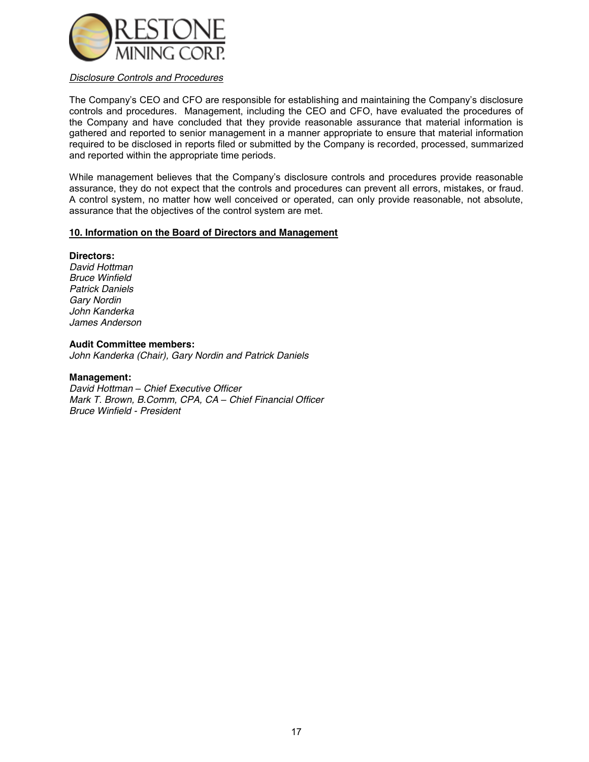*Disclosure Controls and Procedures*

The Company's CEO and CFO are responsible for establishing and maintaining the Company's disclosure controls and procedures. Management, including the CEO and CFO, have evaluated the procedures of the Company and have concluded that they provide reasonable assurance that material information is gathered and reported to senior management in a manner appropriate to ensure that material information required to be disclosed in reports filed or submitted by the Company is recorded, processed, summarized and reported within the appropriate time periods.

While management believes that the Company's disclosure controls and procedures provide reasonable assurance, they do not expect that the controls and procedures can prevent all errors, mistakes, or fraud. A control system, no matter how well conceived or operated, can only provide reasonable, not absolute, assurance that the objectives of the control system are met.

## 10. Information on the Board of Directors and Management

**Directors:**
*David Hottman*
*Bruce Winfield*
*Patrick Daniels*
*Gary Nordin*
*John Kanderka*
*James Anderson*

**Audit Committee members:**
*John Kanderka (Chair), Gary Nordin and Patrick Daniels*

**Management:**
*David Hottman – Chief Executive Officer*
*Mark T. Brown, B.Comm, CPA, CA – Chief Financial Officer*
*Bruce Winfield - President*